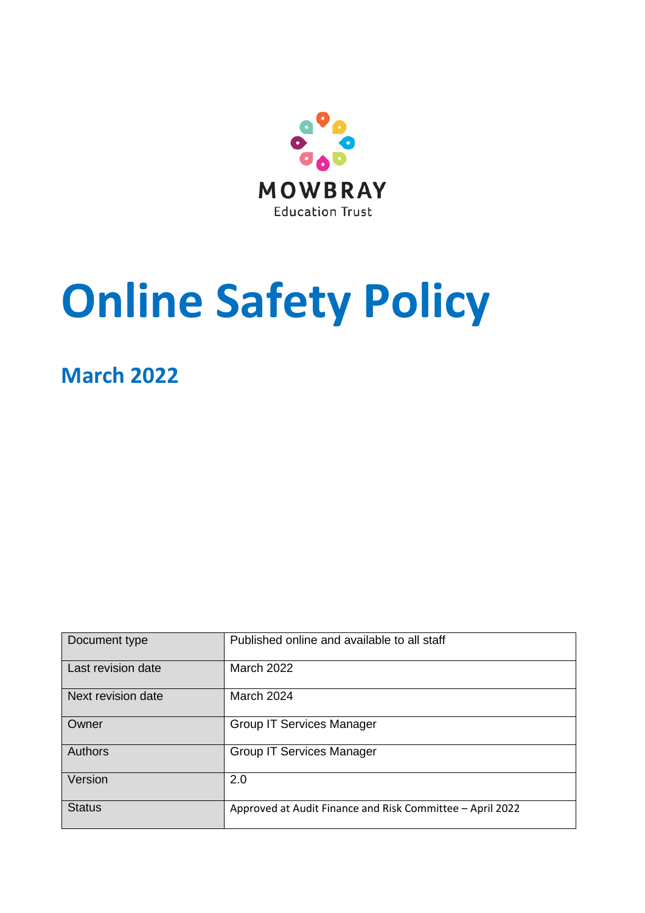MOWBRAY
Education Trust

# Online Safety Policy

## March 2022

| Document type | Published online and available to all staff |
|---|---|
| Last revision date | March 2022 |
| Next revision date | March 2024 |
| Owner | Group IT Services Manager |
| Authors | Group IT Services Manager |
| Version | 2.0 |
| Status | Approved at Audit Finance and Risk Committee – April 2022 |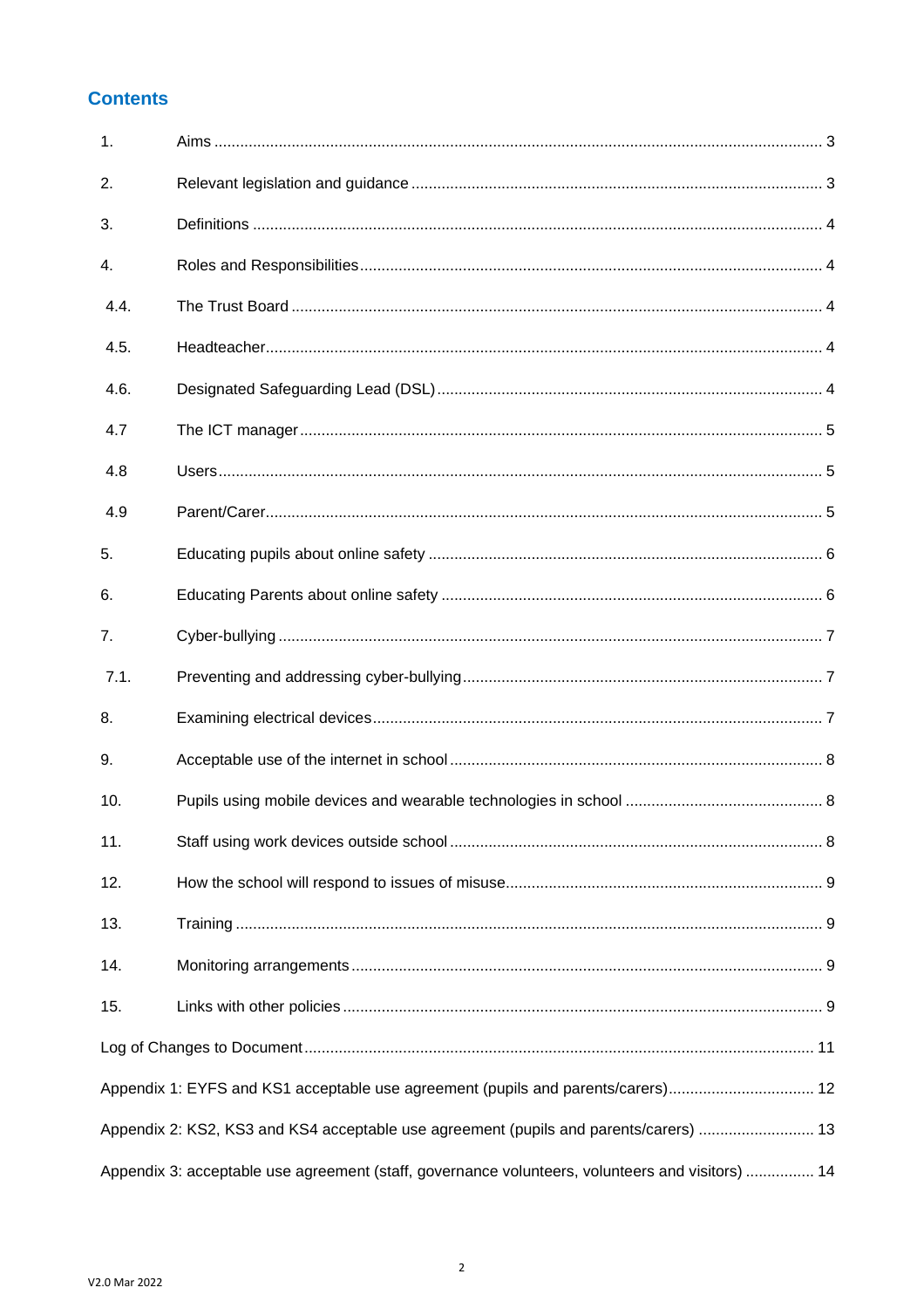## Contents

| | | |
|---|---|---|
| 1. | Aims | 3 |
| 2. | Relevant legislation and guidance | 3 |
| 3. | Definitions | 4 |
| 4. | Roles and Responsibilities | 4 |
| 4.4. | The Trust Board | 4 |
| 4.5. | Headteacher | 4 |
| 4.6. | Designated Safeguarding Lead (DSL) | 4 |
| 4.7 | The ICT manager | 5 |
| 4.8 | Users | 5 |
| 4.9 | Parent/Carer | 5 |
| 5. | Educating pupils about online safety | 6 |
| 6. | Educating Parents about online safety | 6 |
| 7. | Cyber-bullying | 7 |
| 7.1. | Preventing and addressing cyber-bullying | 7 |
| 8. | Examining electrical devices | 7 |
| 9. | Acceptable use of the internet in school | 8 |
| 10. | Pupils using mobile devices and wearable technologies in school | 8 |
| 11. | Staff using work devices outside school | 8 |
| 12. | How the school will respond to issues of misuse | 9 |
| 13. | Training | 9 |
| 14. | Monitoring arrangements | 9 |
| 15. | Links with other policies | 9 |
| | Log of Changes to Document | 11 |
| | Appendix 1: EYFS and KS1 acceptable use agreement (pupils and parents/carers) | 12 |
| | Appendix 2: KS2, KS3 and KS4 acceptable use agreement (pupils and parents/carers) | 13 |
| | Appendix 3: acceptable use agreement (staff, governance volunteers, volunteers and visitors) | 14 |

V2.0 Mar 2022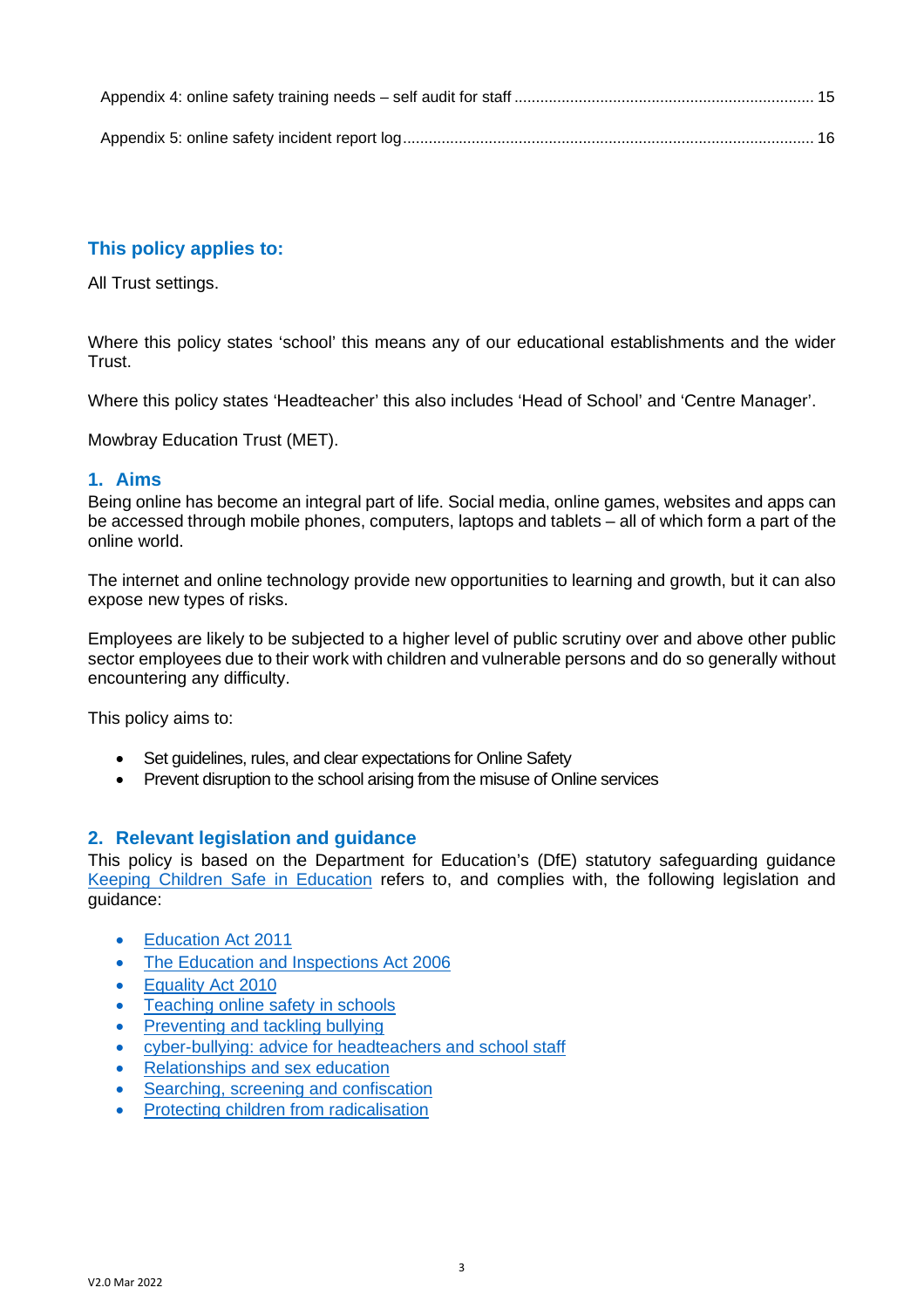Appendix 4: online safety training needs – self audit for staff ..................................................................... 15

Appendix 5: online safety incident report log............................................................................................... 16

## This policy applies to:

All Trust settings.

Where this policy states 'school' this means any of our educational establishments and the wider Trust.

Where this policy states 'Headteacher' this also includes 'Head of School' and 'Centre Manager'.

Mowbray Education Trust (MET).

## 1. Aims

Being online has become an integral part of life. Social media, online games, websites and apps can be accessed through mobile phones, computers, laptops and tablets – all of which form a part of the online world.

The internet and online technology provide new opportunities to learning and growth, but it can also expose new types of risks.

Employees are likely to be subjected to a higher level of public scrutiny over and above other public sector employees due to their work with children and vulnerable persons and do so generally without encountering any difficulty.

This policy aims to:

- Set guidelines, rules, and clear expectations for Online Safety
- Prevent disruption to the school arising from the misuse of Online services

## 2. Relevant legislation and guidance

This policy is based on the Department for Education's (DfE) statutory safeguarding guidance Keeping Children Safe in Education refers to, and complies with, the following legislation and guidance:

- Education Act 2011
- The Education and Inspections Act 2006
- Equality Act 2010
- Teaching online safety in schools
- Preventing and tackling bullying
- cyber-bullying: advice for headteachers and school staff
- Relationships and sex education
- Searching, screening and confiscation
- Protecting children from radicalisation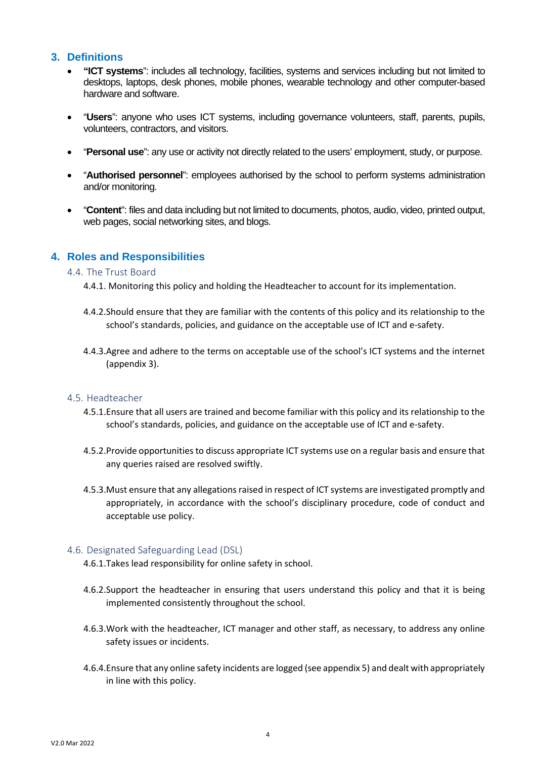## 3. Definitions

- **"ICT systems"**: includes all technology, facilities, systems and services including but not limited to desktops, laptops, desk phones, mobile phones, wearable technology and other computer-based hardware and software.
- "**Users**": anyone who uses ICT systems, including governance volunteers, staff, parents, pupils, volunteers, contractors, and visitors.
- "**Personal use**": any use or activity not directly related to the users' employment, study, or purpose.
- "**Authorised personnel**": employees authorised by the school to perform systems administration and/or monitoring.
- "**Content**": files and data including but not limited to documents, photos, audio, video, printed output, web pages, social networking sites, and blogs.

## 4. Roles and Responsibilities

### 4.4. The Trust Board

4.4.1. Monitoring this policy and holding the Headteacher to account for its implementation.

4.4.2.Should ensure that they are familiar with the contents of this policy and its relationship to the school's standards, policies, and guidance on the acceptable use of ICT and e-safety.

4.4.3.Agree and adhere to the terms on acceptable use of the school's ICT systems and the internet (appendix 3).

### 4.5. Headteacher

4.5.1.Ensure that all users are trained and become familiar with this policy and its relationship to the school's standards, policies, and guidance on the acceptable use of ICT and e-safety.

4.5.2.Provide opportunities to discuss appropriate ICT systems use on a regular basis and ensure that any queries raised are resolved swiftly.

4.5.3.Must ensure that any allegations raised in respect of ICT systems are investigated promptly and appropriately, in accordance with the school's disciplinary procedure, code of conduct and acceptable use policy.

### 4.6. Designated Safeguarding Lead (DSL)

4.6.1.Takes lead responsibility for online safety in school.

4.6.2.Support the headteacher in ensuring that users understand this policy and that it is being implemented consistently throughout the school.

4.6.3.Work with the headteacher, ICT manager and other staff, as necessary, to address any online safety issues or incidents.

4.6.4.Ensure that any online safety incidents are logged (see appendix 5) and dealt with appropriately in line with this policy.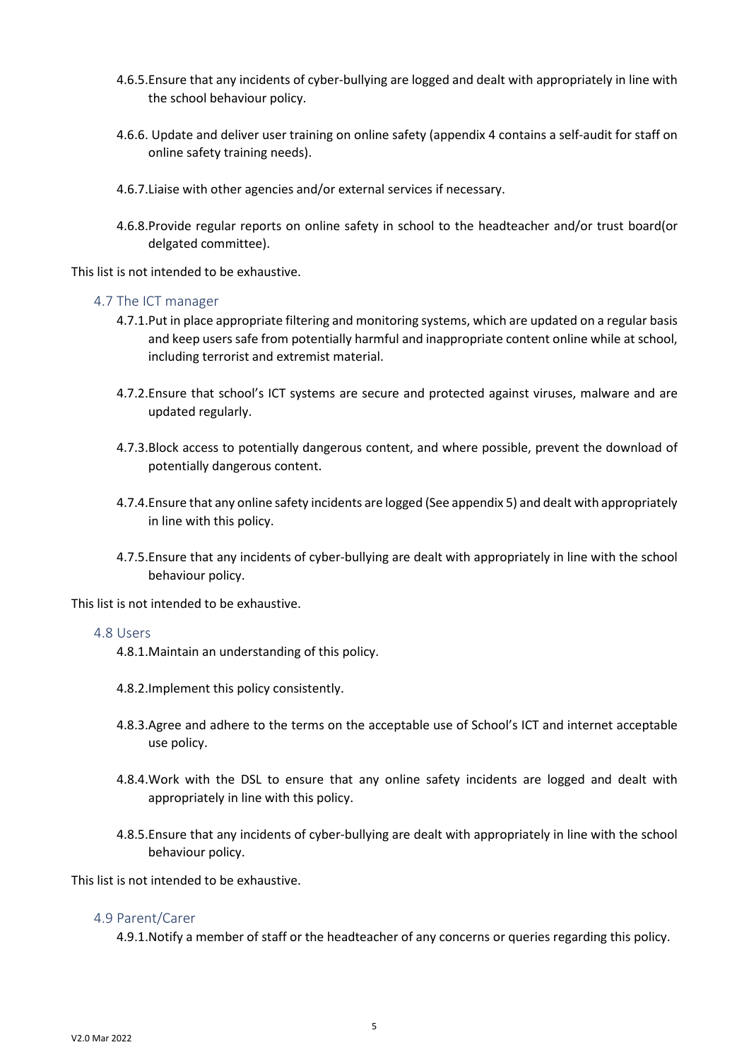4.6.5. Ensure that any incidents of cyber-bullying are logged and dealt with appropriately in line with the school behaviour policy.

4.6.6. Update and deliver user training on online safety (appendix 4 contains a self-audit for staff on online safety training needs).

4.6.7. Liaise with other agencies and/or external services if necessary.

4.6.8. Provide regular reports on online safety in school to the headteacher and/or trust board(or delgated committee).

This list is not intended to be exhaustive.

### 4.7 The ICT manager

4.7.1. Put in place appropriate filtering and monitoring systems, which are updated on a regular basis and keep users safe from potentially harmful and inappropriate content online while at school, including terrorist and extremist material.

4.7.2. Ensure that school's ICT systems are secure and protected against viruses, malware and are updated regularly.

4.7.3. Block access to potentially dangerous content, and where possible, prevent the download of potentially dangerous content.

4.7.4. Ensure that any online safety incidents are logged (See appendix 5) and dealt with appropriately in line with this policy.

4.7.5. Ensure that any incidents of cyber-bullying are dealt with appropriately in line with the school behaviour policy.

This list is not intended to be exhaustive.

### 4.8 Users

4.8.1. Maintain an understanding of this policy.

4.8.2. Implement this policy consistently.

4.8.3. Agree and adhere to the terms on the acceptable use of School's ICT and internet acceptable use policy.

4.8.4. Work with the DSL to ensure that any online safety incidents are logged and dealt with appropriately in line with this policy.

4.8.5. Ensure that any incidents of cyber-bullying are dealt with appropriately in line with the school behaviour policy.

This list is not intended to be exhaustive.

### 4.9 Parent/Carer

4.9.1. Notify a member of staff or the headteacher of any concerns or queries regarding this policy.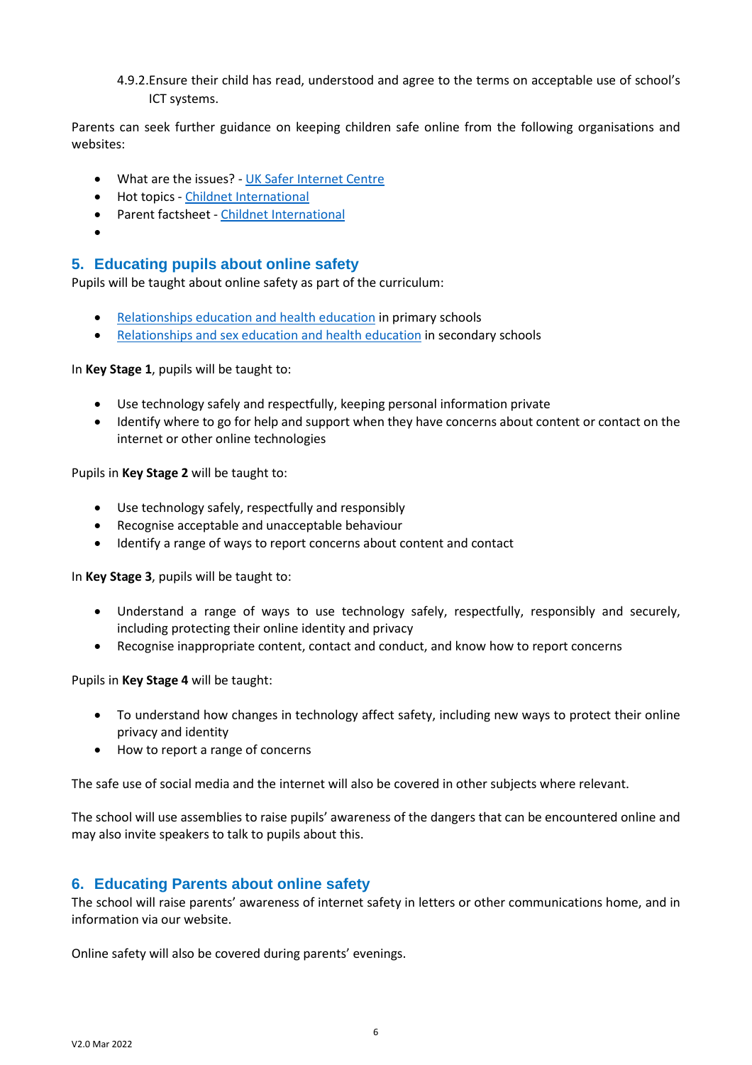4.9.2. Ensure their child has read, understood and agree to the terms on acceptable use of school's ICT systems.

Parents can seek further guidance on keeping children safe online from the following organisations and websites:

- What are the issues? - UK Safer Internet Centre
- Hot topics - Childnet International
- Parent factsheet - Childnet International
- 

## 5. Educating pupils about online safety

Pupils will be taught about online safety as part of the curriculum:

- Relationships education and health education in primary schools
- Relationships and sex education and health education in secondary schools

In **Key Stage 1**, pupils will be taught to:

- Use technology safely and respectfully, keeping personal information private
- Identify where to go for help and support when they have concerns about content or contact on the internet or other online technologies

Pupils in **Key Stage 2** will be taught to:

- Use technology safely, respectfully and responsibly
- Recognise acceptable and unacceptable behaviour
- Identify a range of ways to report concerns about content and contact

In **Key Stage 3**, pupils will be taught to:

- Understand a range of ways to use technology safely, respectfully, responsibly and securely, including protecting their online identity and privacy
- Recognise inappropriate content, contact and conduct, and know how to report concerns

Pupils in **Key Stage 4** will be taught:

- To understand how changes in technology affect safety, including new ways to protect their online privacy and identity
- How to report a range of concerns

The safe use of social media and the internet will also be covered in other subjects where relevant.

The school will use assemblies to raise pupils' awareness of the dangers that can be encountered online and may also invite speakers to talk to pupils about this.

## 6. Educating Parents about online safety

The school will raise parents' awareness of internet safety in letters or other communications home, and in information via our website.

Online safety will also be covered during parents' evenings.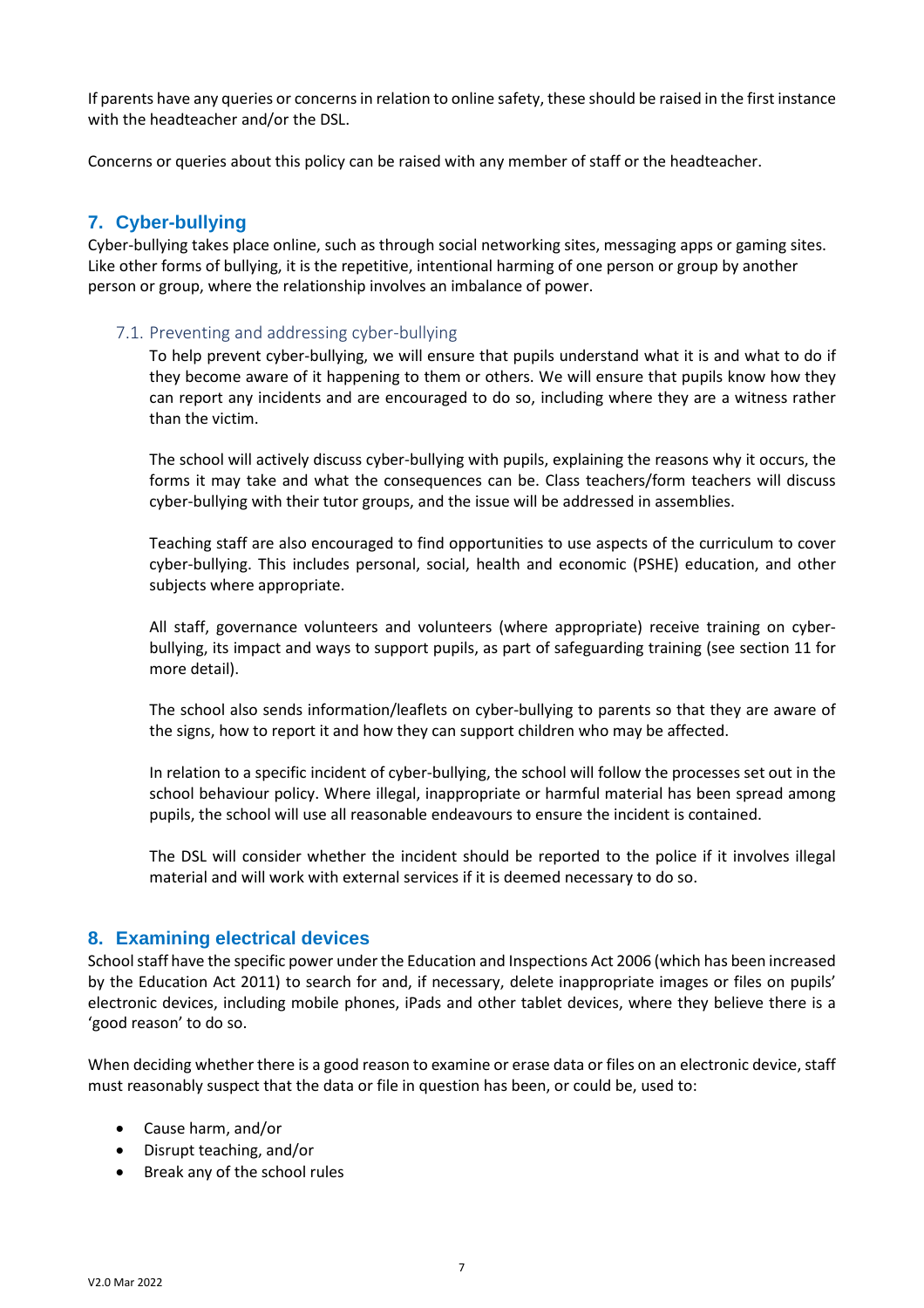If parents have any queries or concerns in relation to online safety, these should be raised in the first instance with the headteacher and/or the DSL.

Concerns or queries about this policy can be raised with any member of staff or the headteacher.

## 7. Cyber-bullying

Cyber-bullying takes place online, such as through social networking sites, messaging apps or gaming sites. Like other forms of bullying, it is the repetitive, intentional harming of one person or group by another person or group, where the relationship involves an imbalance of power.

### 7.1. Preventing and addressing cyber-bullying

To help prevent cyber-bullying, we will ensure that pupils understand what it is and what to do if they become aware of it happening to them or others. We will ensure that pupils know how they can report any incidents and are encouraged to do so, including where they are a witness rather than the victim.

The school will actively discuss cyber-bullying with pupils, explaining the reasons why it occurs, the forms it may take and what the consequences can be. Class teachers/form teachers will discuss cyber-bullying with their tutor groups, and the issue will be addressed in assemblies.

Teaching staff are also encouraged to find opportunities to use aspects of the curriculum to cover cyber-bullying. This includes personal, social, health and economic (PSHE) education, and other subjects where appropriate.

All staff, governance volunteers and volunteers (where appropriate) receive training on cyber-bullying, its impact and ways to support pupils, as part of safeguarding training (see section 11 for more detail).

The school also sends information/leaflets on cyber-bullying to parents so that they are aware of the signs, how to report it and how they can support children who may be affected.

In relation to a specific incident of cyber-bullying, the school will follow the processes set out in the school behaviour policy. Where illegal, inappropriate or harmful material has been spread among pupils, the school will use all reasonable endeavours to ensure the incident is contained.

The DSL will consider whether the incident should be reported to the police if it involves illegal material and will work with external services if it is deemed necessary to do so.

## 8. Examining electrical devices

School staff have the specific power under the Education and Inspections Act 2006 (which has been increased by the Education Act 2011) to search for and, if necessary, delete inappropriate images or files on pupils' electronic devices, including mobile phones, iPads and other tablet devices, where they believe there is a 'good reason' to do so.

When deciding whether there is a good reason to examine or erase data or files on an electronic device, staff must reasonably suspect that the data or file in question has been, or could be, used to:

- Cause harm, and/or
- Disrupt teaching, and/or
- Break any of the school rules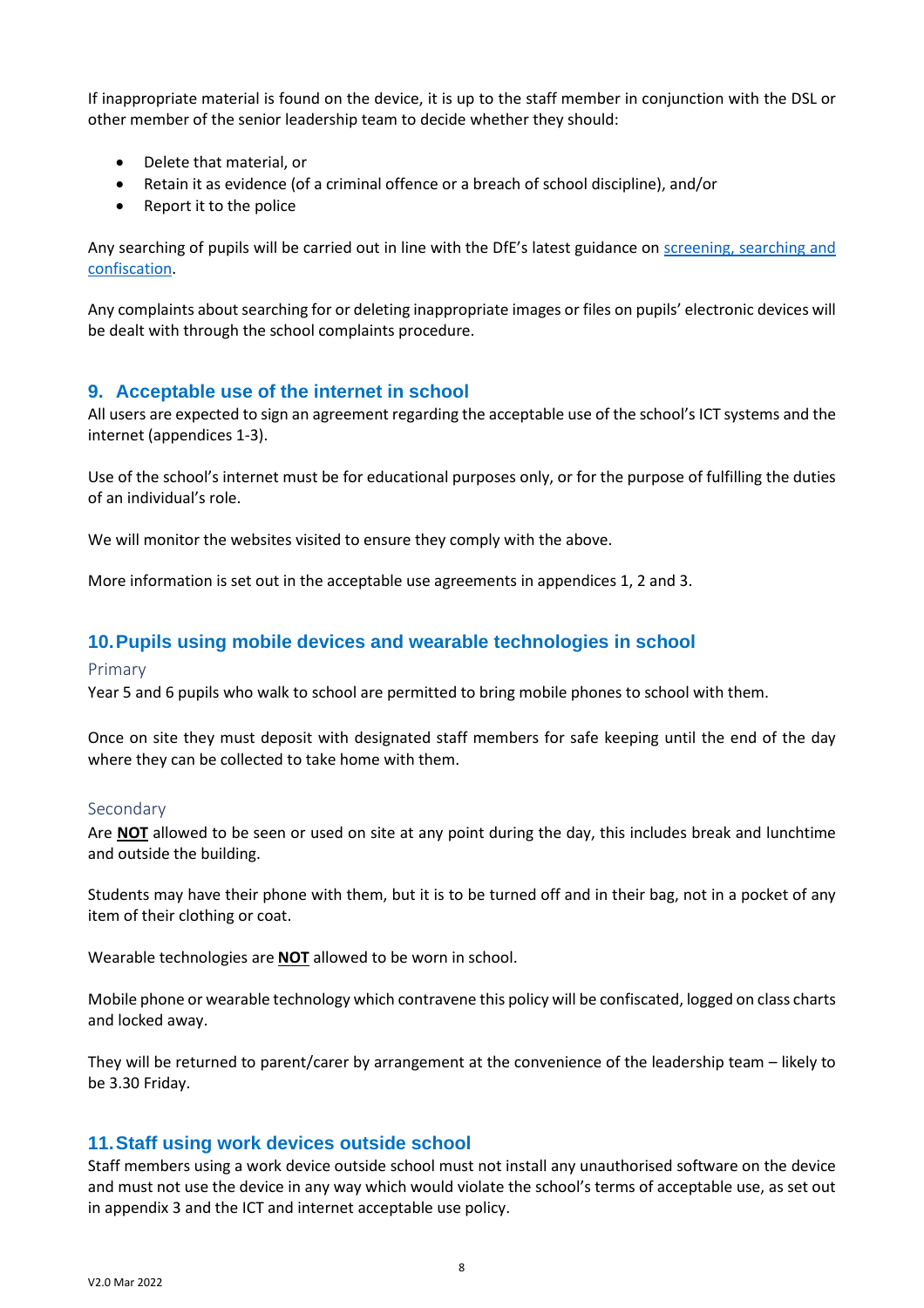If inappropriate material is found on the device, it is up to the staff member in conjunction with the DSL or other member of the senior leadership team to decide whether they should:

- Delete that material, or
- Retain it as evidence (of a criminal offence or a breach of school discipline), and/or
- Report it to the police

Any searching of pupils will be carried out in line with the DfE's latest guidance on [screening, searching and confiscation](#).

Any complaints about searching for or deleting inappropriate images or files on pupils' electronic devices will be dealt with through the school complaints procedure.

## 9. Acceptable use of the internet in school

All users are expected to sign an agreement regarding the acceptable use of the school's ICT systems and the internet (appendices 1-3).

Use of the school's internet must be for educational purposes only, or for the purpose of fulfilling the duties of an individual's role.

We will monitor the websites visited to ensure they comply with the above.

More information is set out in the acceptable use agreements in appendices 1, 2 and 3.

## 10. Pupils using mobile devices and wearable technologies in school

### Primary

Year 5 and 6 pupils who walk to school are permitted to bring mobile phones to school with them.

Once on site they must deposit with designated staff members for safe keeping until the end of the day where they can be collected to take home with them.

### Secondary

Are **NOT** allowed to be seen or used on site at any point during the day, this includes break and lunchtime and outside the building.

Students may have their phone with them, but it is to be turned off and in their bag, not in a pocket of any item of their clothing or coat.

Wearable technologies are **NOT** allowed to be worn in school.

Mobile phone or wearable technology which contravene this policy will be confiscated, logged on class charts and locked away.

They will be returned to parent/carer by arrangement at the convenience of the leadership team – likely to be 3.30 Friday.

## 11. Staff using work devices outside school

Staff members using a work device outside school must not install any unauthorised software on the device and must not use the device in any way which would violate the school's terms of acceptable use, as set out in appendix 3 and the ICT and internet acceptable use policy.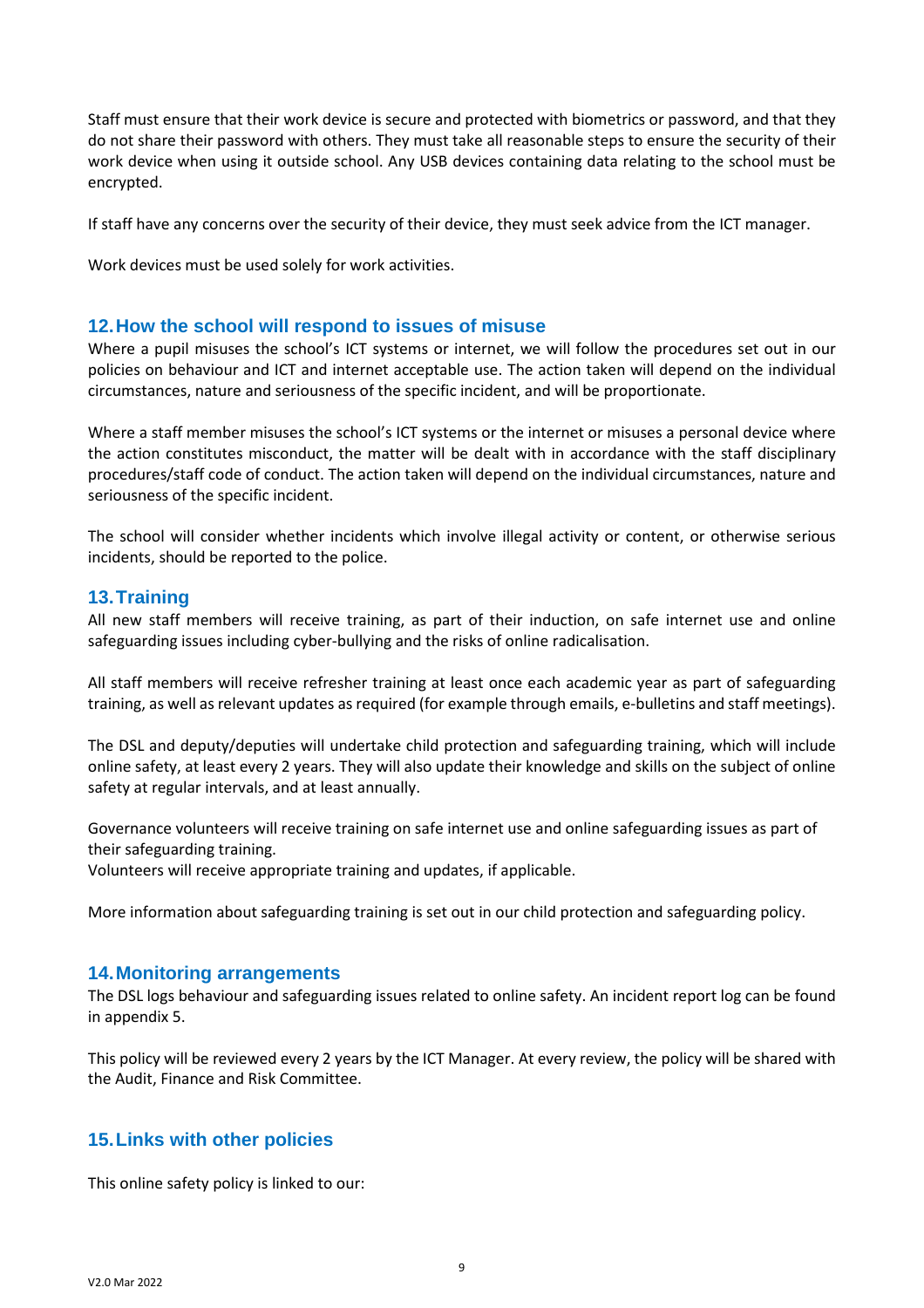Staff must ensure that their work device is secure and protected with biometrics or password, and that they do not share their password with others. They must take all reasonable steps to ensure the security of their work device when using it outside school. Any USB devices containing data relating to the school must be encrypted.

If staff have any concerns over the security of their device, they must seek advice from the ICT manager.

Work devices must be used solely for work activities.

## 12. How the school will respond to issues of misuse

Where a pupil misuses the school's ICT systems or internet, we will follow the procedures set out in our policies on behaviour and ICT and internet acceptable use. The action taken will depend on the individual circumstances, nature and seriousness of the specific incident, and will be proportionate.

Where a staff member misuses the school's ICT systems or the internet or misuses a personal device where the action constitutes misconduct, the matter will be dealt with in accordance with the staff disciplinary procedures/staff code of conduct. The action taken will depend on the individual circumstances, nature and seriousness of the specific incident.

The school will consider whether incidents which involve illegal activity or content, or otherwise serious incidents, should be reported to the police.

## 13. Training

All new staff members will receive training, as part of their induction, on safe internet use and online safeguarding issues including cyber-bullying and the risks of online radicalisation.

All staff members will receive refresher training at least once each academic year as part of safeguarding training, as well as relevant updates as required (for example through emails, e-bulletins and staff meetings).

The DSL and deputy/deputies will undertake child protection and safeguarding training, which will include online safety, at least every 2 years. They will also update their knowledge and skills on the subject of online safety at regular intervals, and at least annually.

Governance volunteers will receive training on safe internet use and online safeguarding issues as part of their safeguarding training.
Volunteers will receive appropriate training and updates, if applicable.

More information about safeguarding training is set out in our child protection and safeguarding policy.

## 14. Monitoring arrangements

The DSL logs behaviour and safeguarding issues related to online safety. An incident report log can be found in appendix 5.

This policy will be reviewed every 2 years by the ICT Manager. At every review, the policy will be shared with the Audit, Finance and Risk Committee.

## 15. Links with other policies

This online safety policy is linked to our: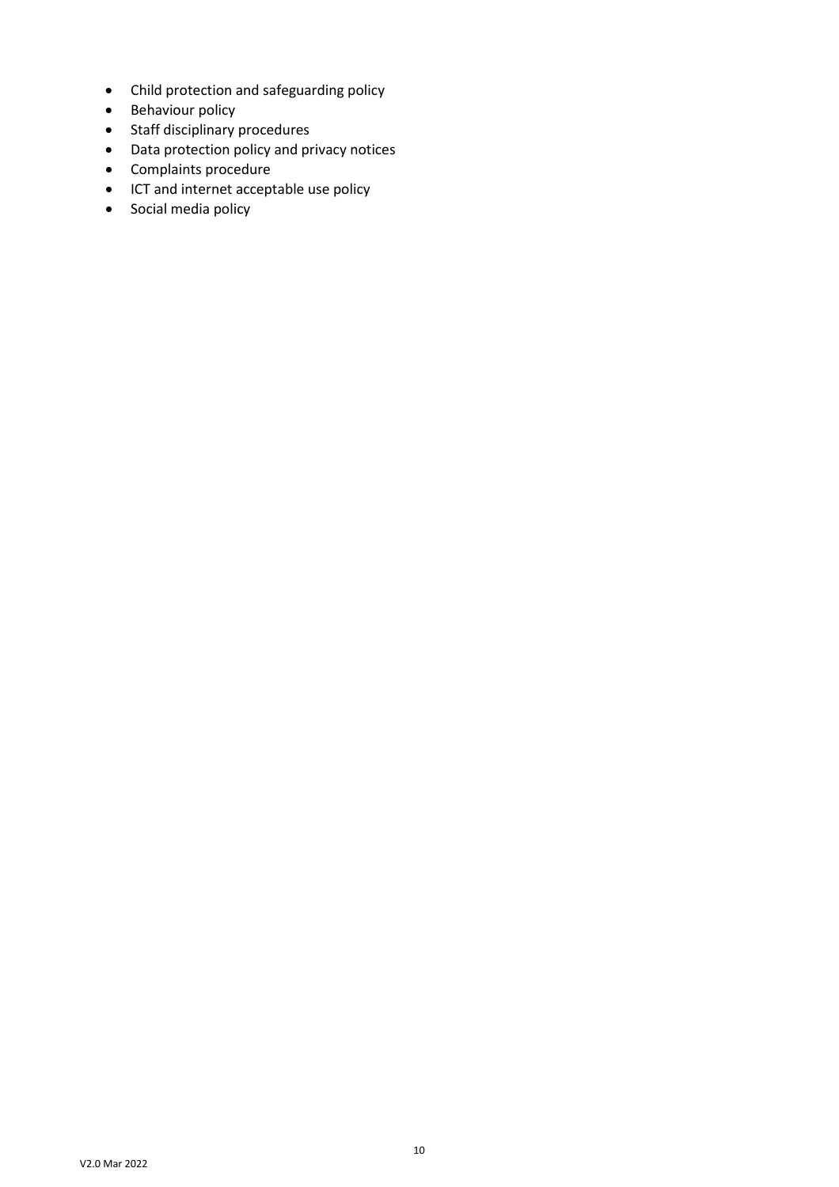- Child protection and safeguarding policy
- Behaviour policy
- Staff disciplinary procedures
- Data protection policy and privacy notices
- Complaints procedure
- ICT and internet acceptable use policy
- Social media policy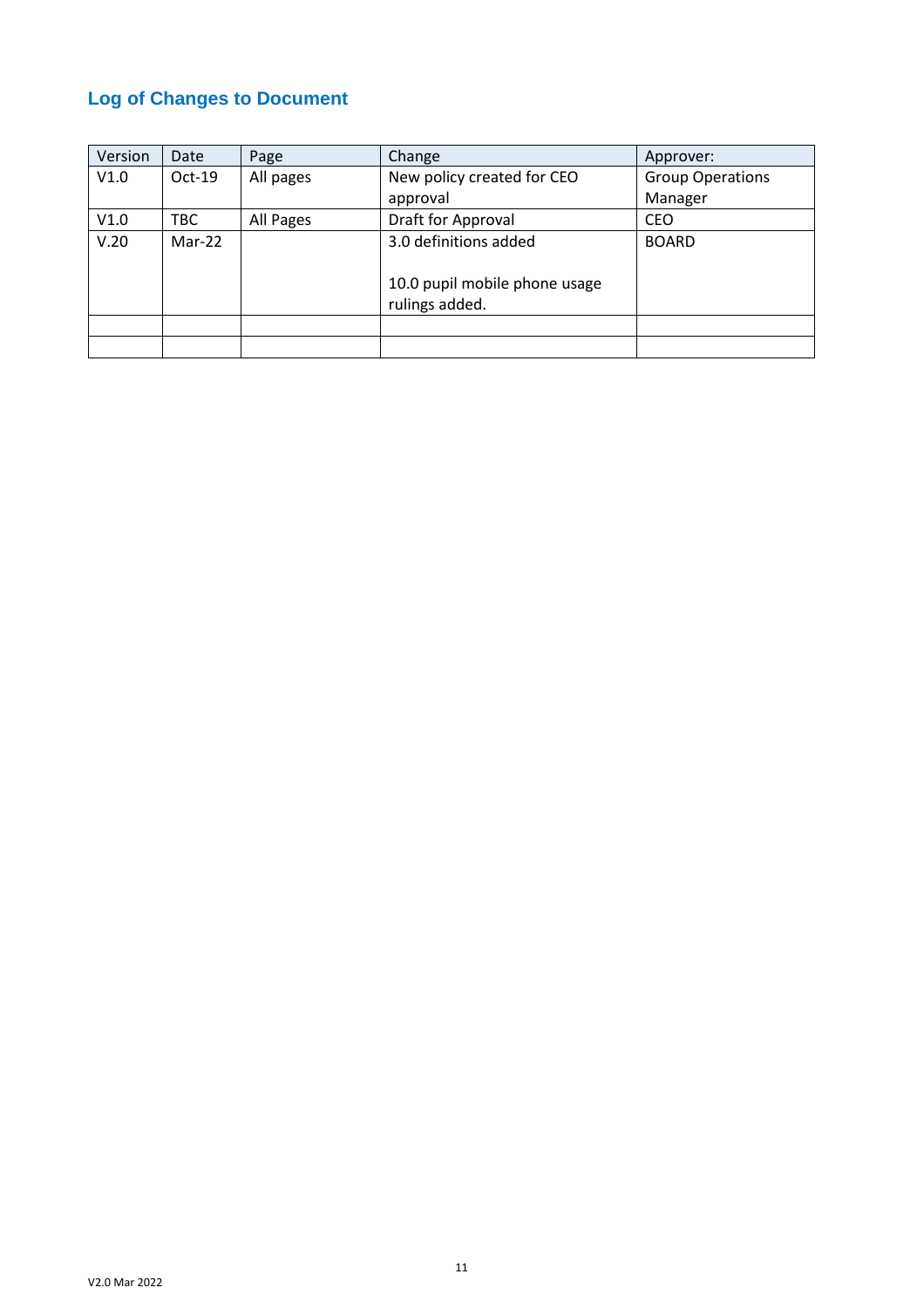## Log of Changes to Document

| Version | Date | Page | Change | Approver: |
|---|---|---|---|---|
| V1.0 | Oct-19 | All pages | New policy created for CEO approval | Group Operations Manager |
| V1.0 | TBC | All Pages | Draft for Approval | CEO |
| V.20 | Mar-22 | | 3.0 definitions added<br><br>10.0 pupil mobile phone usage rulings added. | BOARD |
| | | | | |
| | | | | |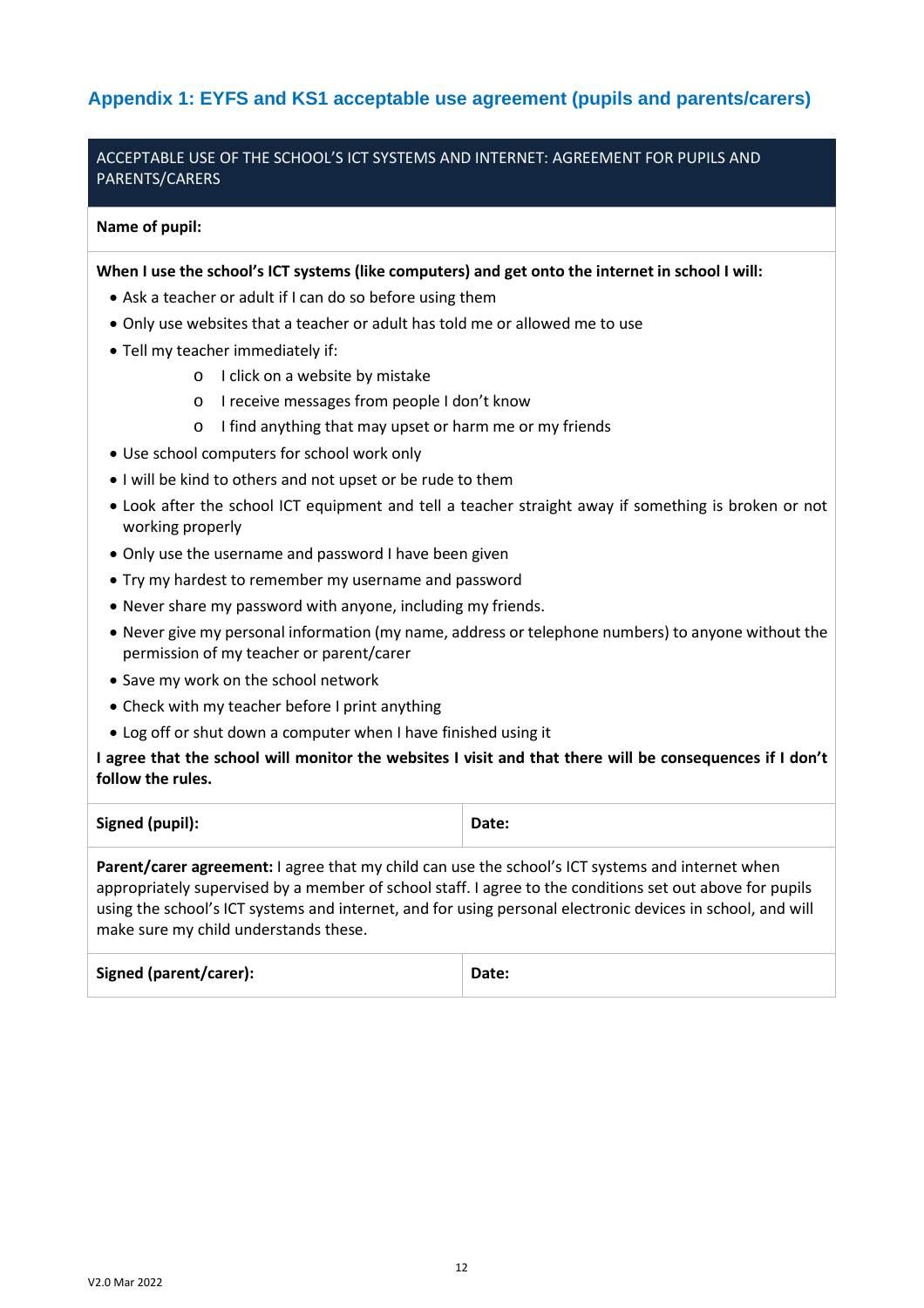## Appendix 1: EYFS and KS1 acceptable use agreement (pupils and parents/carers)

ACCEPTABLE USE OF THE SCHOOL'S ICT SYSTEMS AND INTERNET: AGREEMENT FOR PUPILS AND PARENTS/CARERS

**Name of pupil:**

**When I use the school's ICT systems (like computers) and get onto the internet in school I will:**

- Ask a teacher or adult if I can do so before using them
- Only use websites that a teacher or adult has told me or allowed me to use
- Tell my teacher immediately if:
  - I click on a website by mistake
  - I receive messages from people I don't know
  - I find anything that may upset or harm me or my friends
- Use school computers for school work only
- I will be kind to others and not upset or be rude to them
- Look after the school ICT equipment and tell a teacher straight away if something is broken or not working properly
- Only use the username and password I have been given
- Try my hardest to remember my username and password
- Never share my password with anyone, including my friends.
- Never give my personal information (my name, address or telephone numbers) to anyone without the permission of my teacher or parent/carer
- Save my work on the school network
- Check with my teacher before I print anything
- Log off or shut down a computer when I have finished using it

**I agree that the school will monitor the websites I visit and that there will be consequences if I don't follow the rules.**

| **Signed (pupil):** | **Date:** |
|---|---|

**Parent/carer agreement:** I agree that my child can use the school's ICT systems and internet when appropriately supervised by a member of school staff. I agree to the conditions set out above for pupils using the school's ICT systems and internet, and for using personal electronic devices in school, and will make sure my child understands these.

| **Signed (parent/carer):** | **Date:** |
|---|---|

V2.0 Mar 2022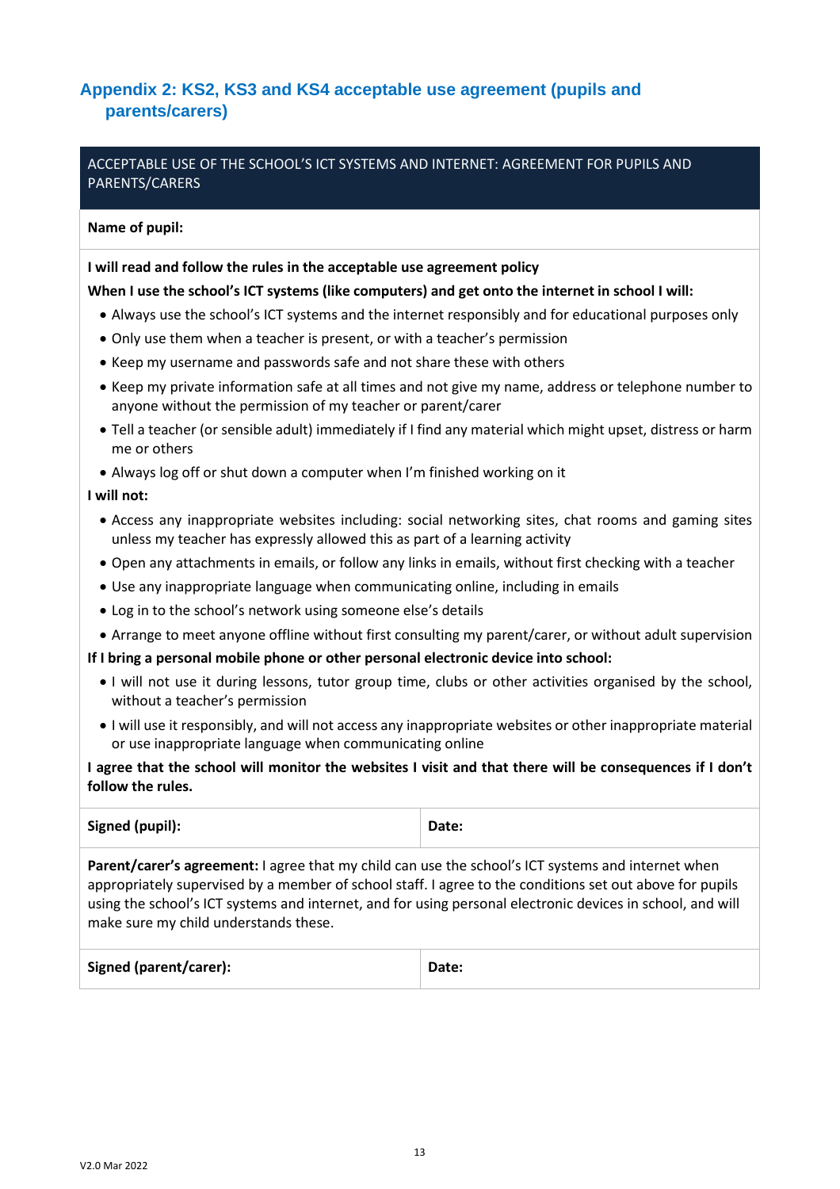## Appendix 2: KS2, KS3 and KS4 acceptable use agreement (pupils and parents/carers)

ACCEPTABLE USE OF THE SCHOOL'S ICT SYSTEMS AND INTERNET: AGREEMENT FOR PUPILS AND PARENTS/CARERS

**Name of pupil:**

**I will read and follow the rules in the acceptable use agreement policy**

**When I use the school's ICT systems (like computers) and get onto the internet in school I will:**

- Always use the school's ICT systems and the internet responsibly and for educational purposes only
- Only use them when a teacher is present, or with a teacher's permission
- Keep my username and passwords safe and not share these with others
- Keep my private information safe at all times and not give my name, address or telephone number to anyone without the permission of my teacher or parent/carer
- Tell a teacher (or sensible adult) immediately if I find any material which might upset, distress or harm me or others
- Always log off or shut down a computer when I'm finished working on it

**I will not:**

- Access any inappropriate websites including: social networking sites, chat rooms and gaming sites unless my teacher has expressly allowed this as part of a learning activity
- Open any attachments in emails, or follow any links in emails, without first checking with a teacher
- Use any inappropriate language when communicating online, including in emails
- Log in to the school's network using someone else's details
- Arrange to meet anyone offline without first consulting my parent/carer, or without adult supervision

**If I bring a personal mobile phone or other personal electronic device into school:**

- I will not use it during lessons, tutor group time, clubs or other activities organised by the school, without a teacher's permission
- I will use it responsibly, and will not access any inappropriate websites or other inappropriate material or use inappropriate language when communicating online

**I agree that the school will monitor the websites I visit and that there will be consequences if I don't follow the rules.**

| **Signed (pupil):** | **Date:** |
|---|---|

**Parent/carer's agreement:** I agree that my child can use the school's ICT systems and internet when appropriately supervised by a member of school staff. I agree to the conditions set out above for pupils using the school's ICT systems and internet, and for using personal electronic devices in school, and will make sure my child understands these.

| **Signed (parent/carer):** | **Date:** |
|---|---|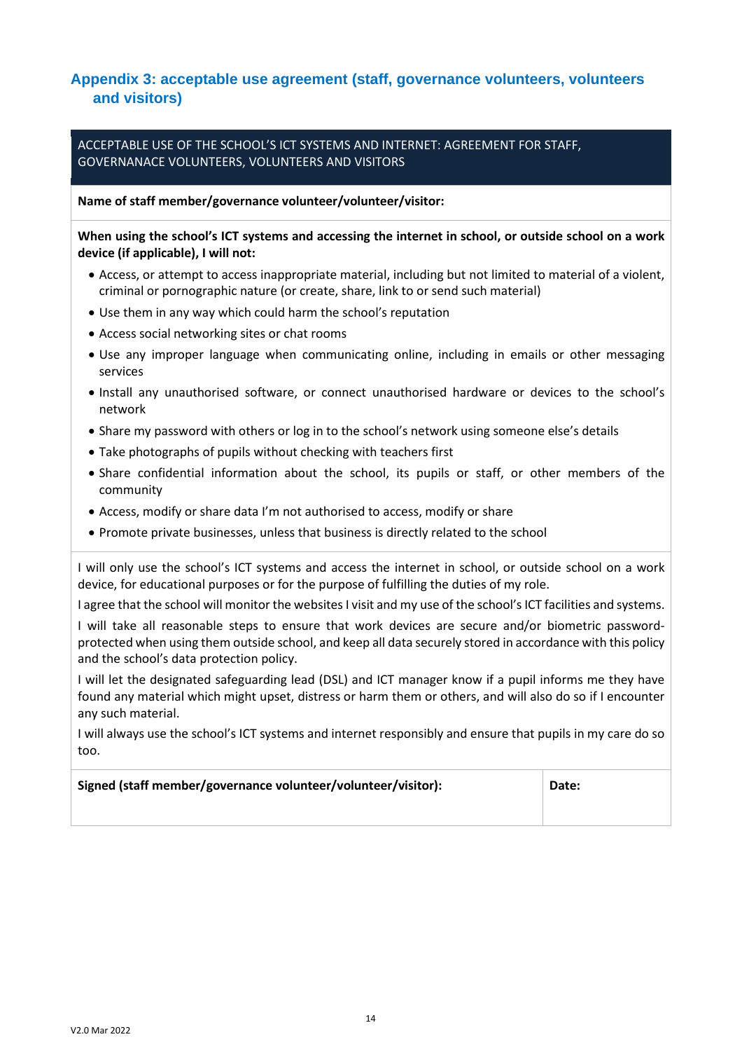## Appendix 3: acceptable use agreement (staff, governance volunteers, volunteers and visitors)

ACCEPTABLE USE OF THE SCHOOL'S ICT SYSTEMS AND INTERNET: AGREEMENT FOR STAFF, GOVERNANACE VOLUNTEERS, VOLUNTEERS AND VISITORS

**Name of staff member/governance volunteer/volunteer/visitor:**

**When using the school's ICT systems and accessing the internet in school, or outside school on a work device (if applicable), I will not:**

- Access, or attempt to access inappropriate material, including but not limited to material of a violent, criminal or pornographic nature (or create, share, link to or send such material)
- Use them in any way which could harm the school's reputation
- Access social networking sites or chat rooms
- Use any improper language when communicating online, including in emails or other messaging services
- Install any unauthorised software, or connect unauthorised hardware or devices to the school's network
- Share my password with others or log in to the school's network using someone else's details
- Take photographs of pupils without checking with teachers first
- Share confidential information about the school, its pupils or staff, or other members of the community
- Access, modify or share data I'm not authorised to access, modify or share
- Promote private businesses, unless that business is directly related to the school

I will only use the school's ICT systems and access the internet in school, or outside school on a work device, for educational purposes or for the purpose of fulfilling the duties of my role.

I agree that the school will monitor the websites I visit and my use of the school's ICT facilities and systems.

I will take all reasonable steps to ensure that work devices are secure and/or biometric password-protected when using them outside school, and keep all data securely stored in accordance with this policy and the school's data protection policy.

I will let the designated safeguarding lead (DSL) and ICT manager know if a pupil informs me they have found any material which might upset, distress or harm them or others, and will also do so if I encounter any such material.

I will always use the school's ICT systems and internet responsibly and ensure that pupils in my care do so too.

| **Signed (staff member/governance volunteer/volunteer/visitor):** | **Date:** |
| --- | --- |

V2.0 Mar 2022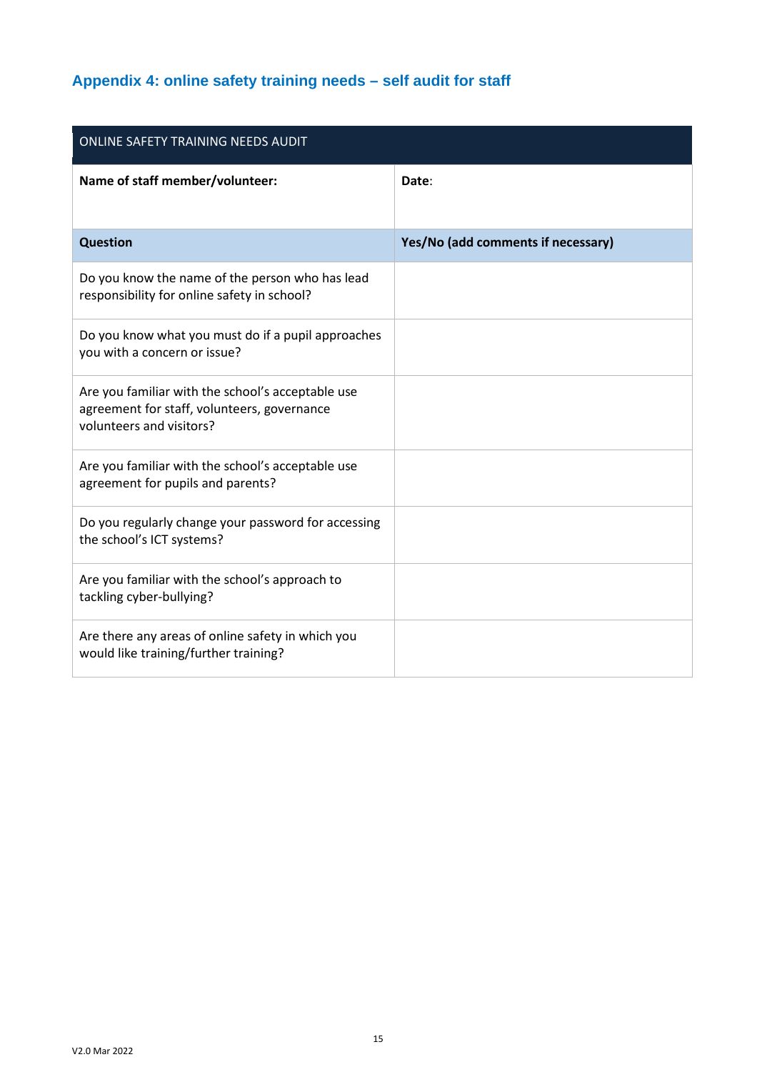## Appendix 4: online safety training needs – self audit for staff

| ONLINE SAFETY TRAINING NEEDS AUDIT | |
|---|---|
| **Name of staff member/volunteer:** | **Date**: |
| **Question** | **Yes/No (add comments if necessary)** |
| Do you know the name of the person who has lead responsibility for online safety in school? | |
| Do you know what you must do if a pupil approaches you with a concern or issue? | |
| Are you familiar with the school's acceptable use agreement for staff, volunteers, governance volunteers and visitors? | |
| Are you familiar with the school's acceptable use agreement for pupils and parents? | |
| Do you regularly change your password for accessing the school's ICT systems? | |
| Are you familiar with the school's approach to tackling cyber-bullying? | |
| Are there any areas of online safety in which you would like training/further training? | |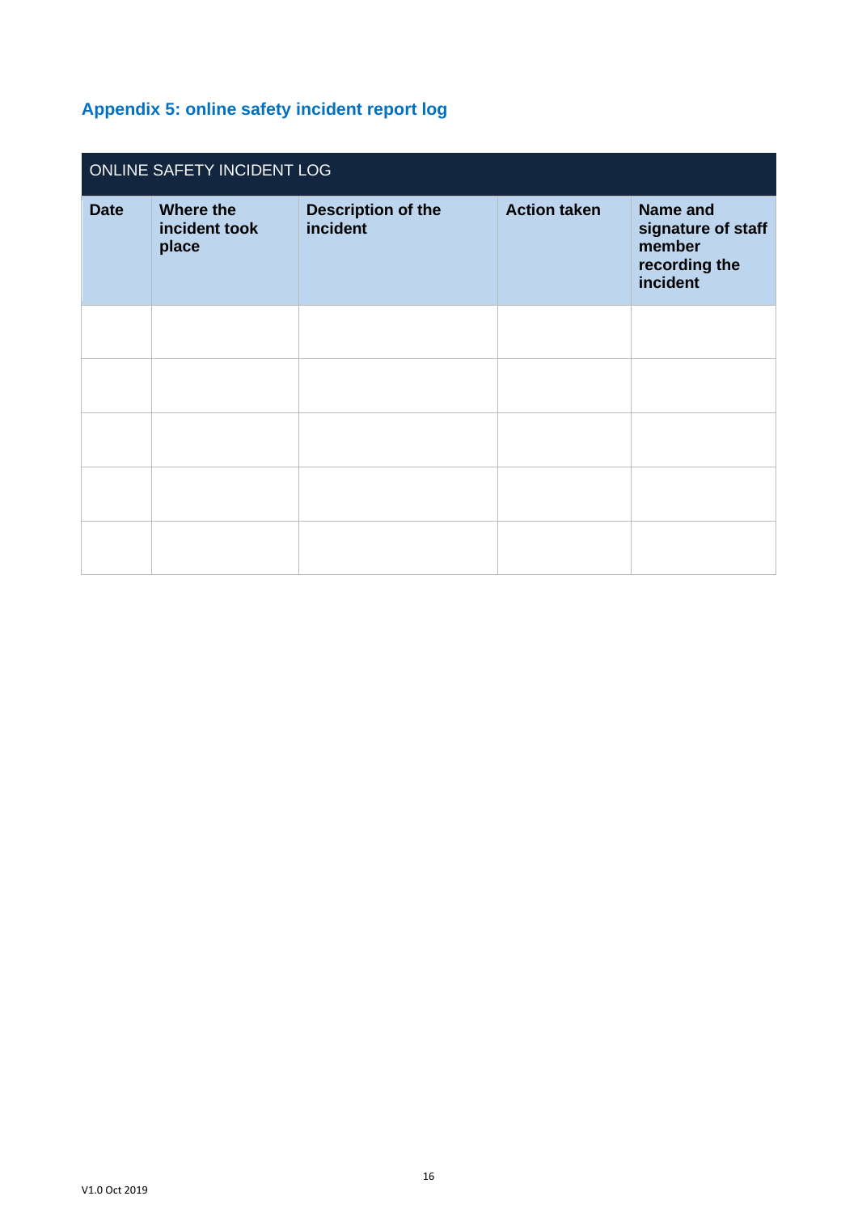## Appendix 5: online safety incident report log

| ONLINE SAFETY INCIDENT LOG | | | | |
|---|---|---|---|---|
| **Date** | **Where the incident took place** | **Description of the incident** | **Action taken** | **Name and signature of staff member recording the incident** |
| | | | | |
| | | | | |
| | | | | |
| | | | | |
| | | | | |